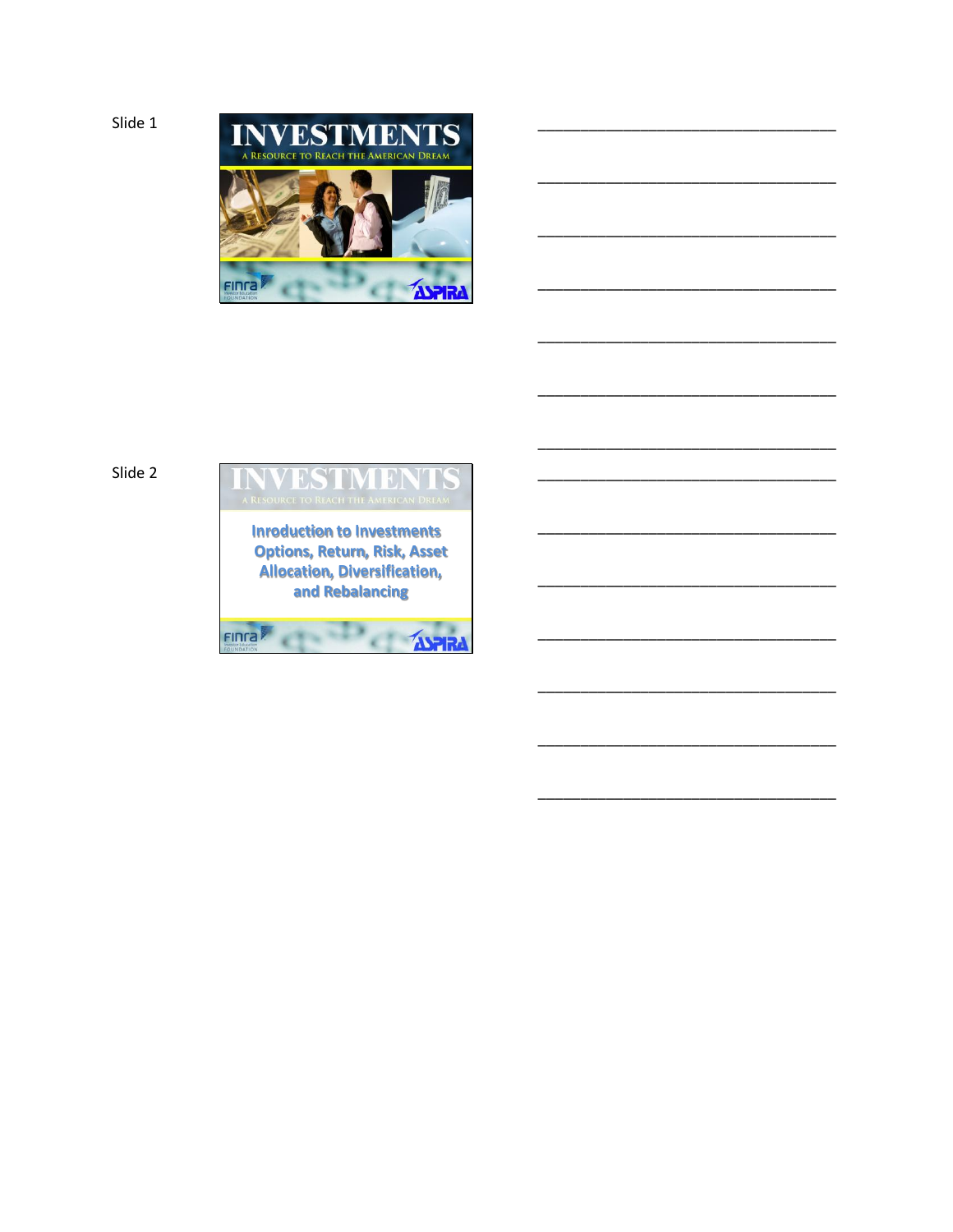Slide 1

# INVESTMENTS

A Resource to Reach the American Dream

FINRA Investor Education Foundation

ASPIRA

___________________________________

___________________________________

___________________________________

___________________________________

___________________________________

___________________________________

___________________________________

Slide 2

# INVESTMENTS

A Resource to Reach the American Dream

Inroduction to Investments Options, Return, Risk, Asset Allocation, Diversification, and Rebalancing

FINRA Investor Education Foundation

ASPIRA

___________________________________

___________________________________

___________________________________

___________________________________

___________________________________

___________________________________

___________________________________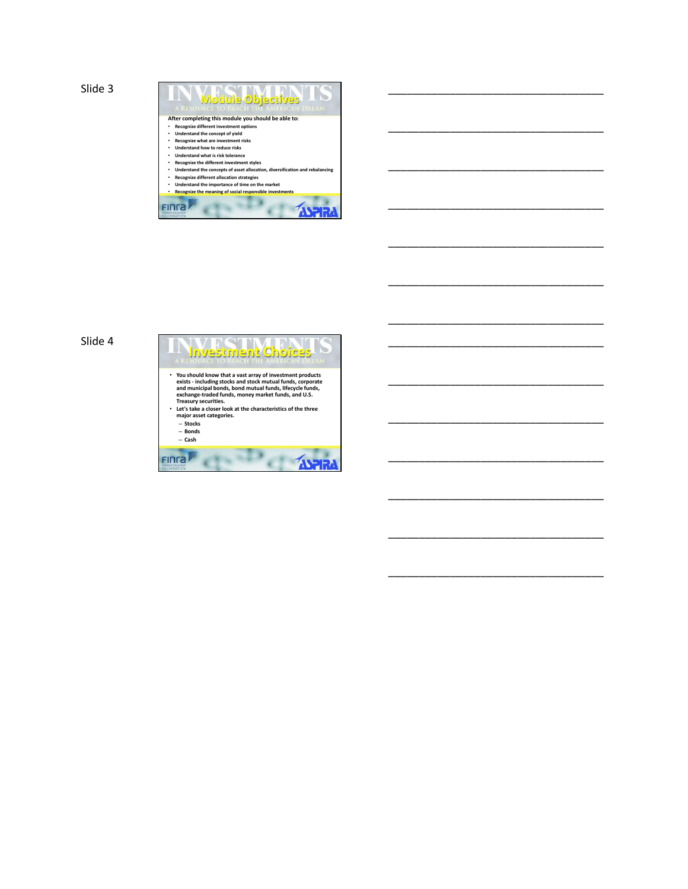Slide 3

## Module Objectives

After completing this module you should be able to:

- Recognize different investment options
- Understand the concept of yield
- Recognize what are investment risks
- Understand how to reduce risks
- Understand what is risk tolerance
- Recognize the different investment styles
- Understand the concepts of asset allocation, diversification and rebalancing
- Recognize different allocation strategies
- Understand the importance of time on the market
- Recognize the meaning of social responsible investments

Slide 4

## Investment Choices

- You should know that a vast array of investment products exists - including stocks and stock mutual funds, corporate and municipal bonds, bond mutual funds, lifecycle funds, exchange-traded funds, money market funds, and U.S. Treasury securities.
- Let's take a closer look at the characteristics of the three major asset categories.
  - Stocks
  - Bonds
  - Cash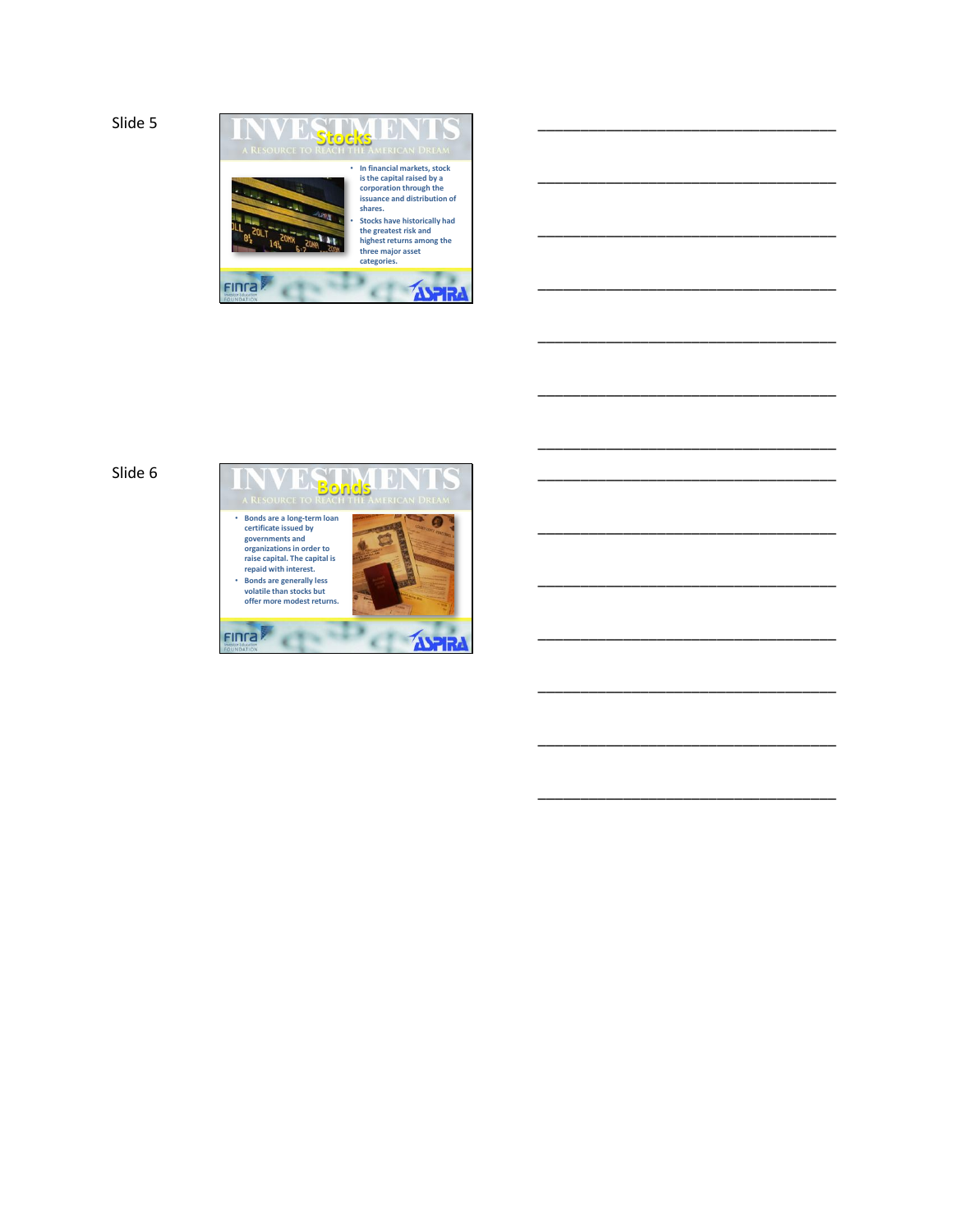Slide 5

## INVESTMENTS — Stocks

A Resource to Reach the American Dream

- In financial markets, stock is the capital raised by a corporation through the issuance and distribution of shares.
- Stocks have historically had the greatest risk and highest returns among the three major asset categories.

FINRA Investor Education Foundation — ASPIRA

___________________________________

___________________________________

___________________________________

___________________________________

___________________________________

___________________________________

___________________________________

Slide 6

## INVESTMENTS — Bonds

A Resource to Reach the American Dream

- Bonds are a long-term loan certificate issued by governments and organizations in order to raise capital. The capital is repaid with interest.
- Bonds are generally less volatile than stocks but offer more modest returns.

FINRA Investor Education Foundation — ASPIRA

___________________________________

___________________________________

___________________________________

___________________________________

___________________________________

___________________________________

___________________________________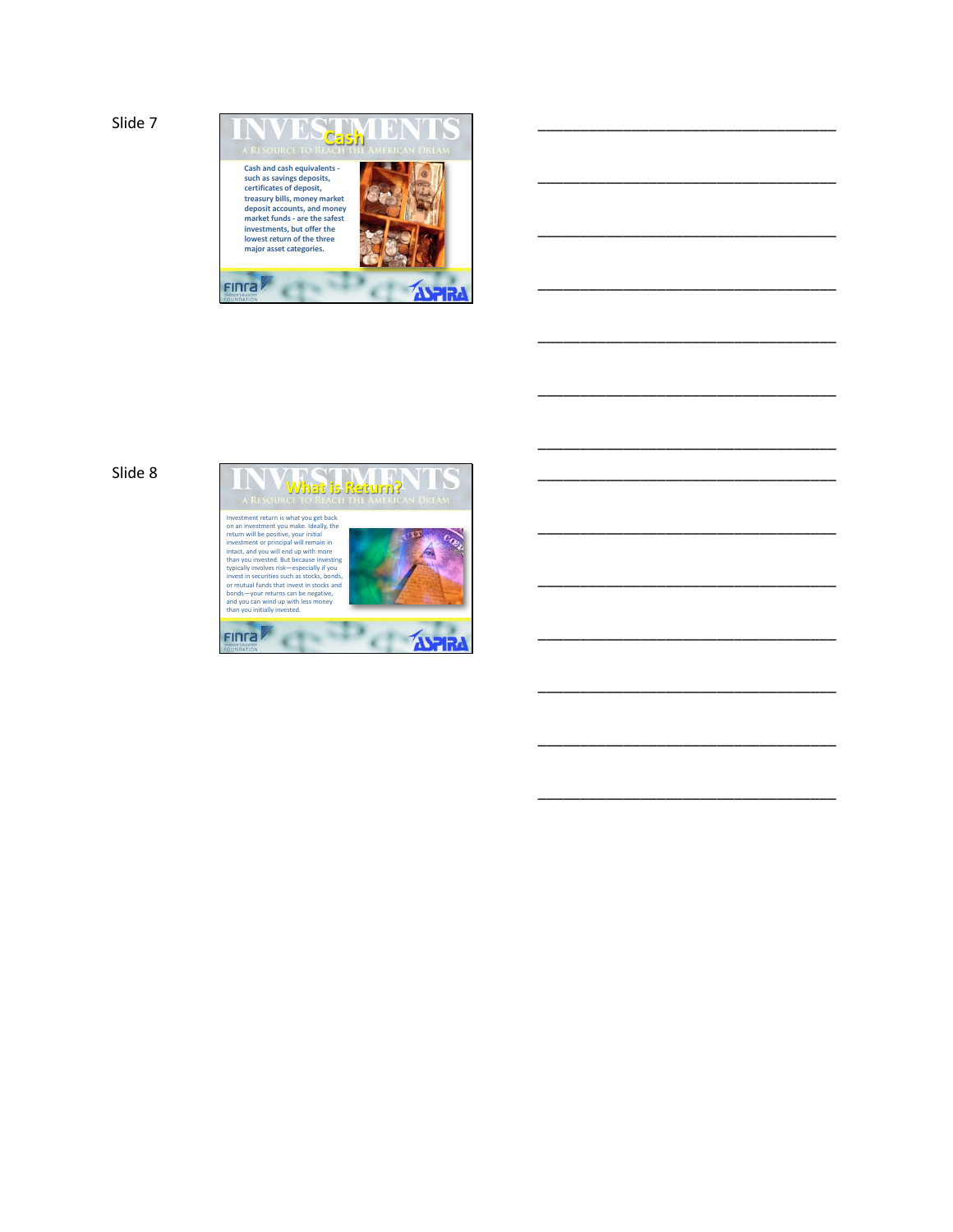Slide 7

# INVESTMENTS

## Cash

A RESOURCE TO REACH THE AMERICAN DREAM

**Cash and cash equivalents - such as savings deposits, certificates of deposit, treasury bills, money market deposit accounts, and money market funds - are the safest investments, but offer the lowest return of the three major asset categories.**

FINRA Investor Education Foundation

ASPIRA

______________________________________

______________________________________

______________________________________

______________________________________

______________________________________

______________________________________

______________________________________

Slide 8

# INVESTMENTS

## What is Return?

A RESOURCE TO REACH THE AMERICAN DREAM

Investment return is what you get back on an investment you make. Ideally, the return will be positive, your initial investment or principal will remain in intact, and you will end up with more than you invested. But because investing typically involves risk—especially if you invest in securities such as stocks, bonds, or mutual funds that invest in stocks and bonds—your returns can be negative, and you can wind up with less money than you initially invested.

FINRA Investor Education Foundation

ASPIRA

______________________________________

______________________________________

______________________________________

______________________________________

______________________________________

______________________________________

______________________________________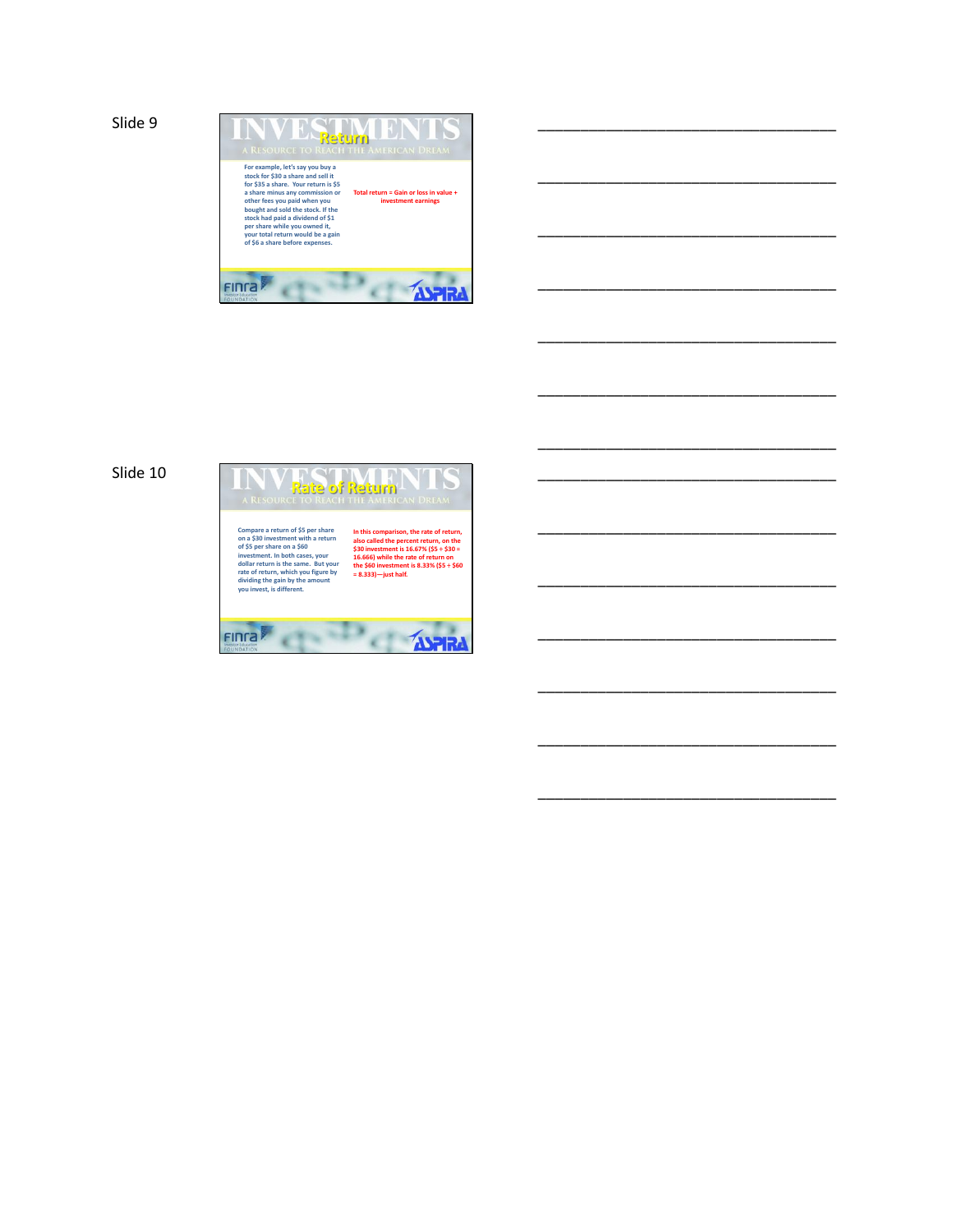Slide 9

# INVESTMENTS

## Return

A RESOURCE TO REACH THE AMERICAN DREAM

For example, let's say you buy a stock for $30 a share and sell it for $35 a share. Your return is $5 a share minus any commission or other fees you paid when you bought and sold the stock. If the stock had paid a dividend of $1 per share while you owned it, your total return would be a gain of $6 a share before expenses.

Total return = Gain or loss in value + investment earnings

FINRA Investor Education Foundation

ASPIRA

\_\_\_\_\_\_\_\_\_\_\_\_\_\_\_\_\_\_\_\_\_\_\_\_\_\_\_\_\_\_\_\_\_\_\_\_\_\_\_\_

\_\_\_\_\_\_\_\_\_\_\_\_\_\_\_\_\_\_\_\_\_\_\_\_\_\_\_\_\_\_\_\_\_\_\_\_\_\_\_\_

\_\_\_\_\_\_\_\_\_\_\_\_\_\_\_\_\_\_\_\_\_\_\_\_\_\_\_\_\_\_\_\_\_\_\_\_\_\_\_\_

\_\_\_\_\_\_\_\_\_\_\_\_\_\_\_\_\_\_\_\_\_\_\_\_\_\_\_\_\_\_\_\_\_\_\_\_\_\_\_\_

\_\_\_\_\_\_\_\_\_\_\_\_\_\_\_\_\_\_\_\_\_\_\_\_\_\_\_\_\_\_\_\_\_\_\_\_\_\_\_\_

\_\_\_\_\_\_\_\_\_\_\_\_\_\_\_\_\_\_\_\_\_\_\_\_\_\_\_\_\_\_\_\_\_\_\_\_\_\_\_\_

\_\_\_\_\_\_\_\_\_\_\_\_\_\_\_\_\_\_\_\_\_\_\_\_\_\_\_\_\_\_\_\_\_\_\_\_\_\_\_\_

Slide 10

# INVESTMENTS

## Rate of Return

A RESOURCE TO REACH THE AMERICAN DREAM

Compare a return of $5 per share on a $30 investment with a return of $5 per share on a $60 investment. In both cases, your dollar return is the same. But your rate of return, which you figure by dividing the gain by the amount you invest, is different.

In this comparison, the rate of return, also called the percent return, on the $30 investment is 16.67% ($5 ÷ $30 = 16.666) while the rate of return on the $60 investment is 8.33% ($5 ÷ $60 = 8.333)—just half.

FINRA Investor Education Foundation

ASPIRA

\_\_\_\_\_\_\_\_\_\_\_\_\_\_\_\_\_\_\_\_\_\_\_\_\_\_\_\_\_\_\_\_\_\_\_\_\_\_\_\_

\_\_\_\_\_\_\_\_\_\_\_\_\_\_\_\_\_\_\_\_\_\_\_\_\_\_\_\_\_\_\_\_\_\_\_\_\_\_\_\_

\_\_\_\_\_\_\_\_\_\_\_\_\_\_\_\_\_\_\_\_\_\_\_\_\_\_\_\_\_\_\_\_\_\_\_\_\_\_\_\_

\_\_\_\_\_\_\_\_\_\_\_\_\_\_\_\_\_\_\_\_\_\_\_\_\_\_\_\_\_\_\_\_\_\_\_\_\_\_\_\_

\_\_\_\_\_\_\_\_\_\_\_\_\_\_\_\_\_\_\_\_\_\_\_\_\_\_\_\_\_\_\_\_\_\_\_\_\_\_\_\_

\_\_\_\_\_\_\_\_\_\_\_\_\_\_\_\_\_\_\_\_\_\_\_\_\_\_\_\_\_\_\_\_\_\_\_\_\_\_\_\_

\_\_\_\_\_\_\_\_\_\_\_\_\_\_\_\_\_\_\_\_\_\_\_\_\_\_\_\_\_\_\_\_\_\_\_\_\_\_\_\_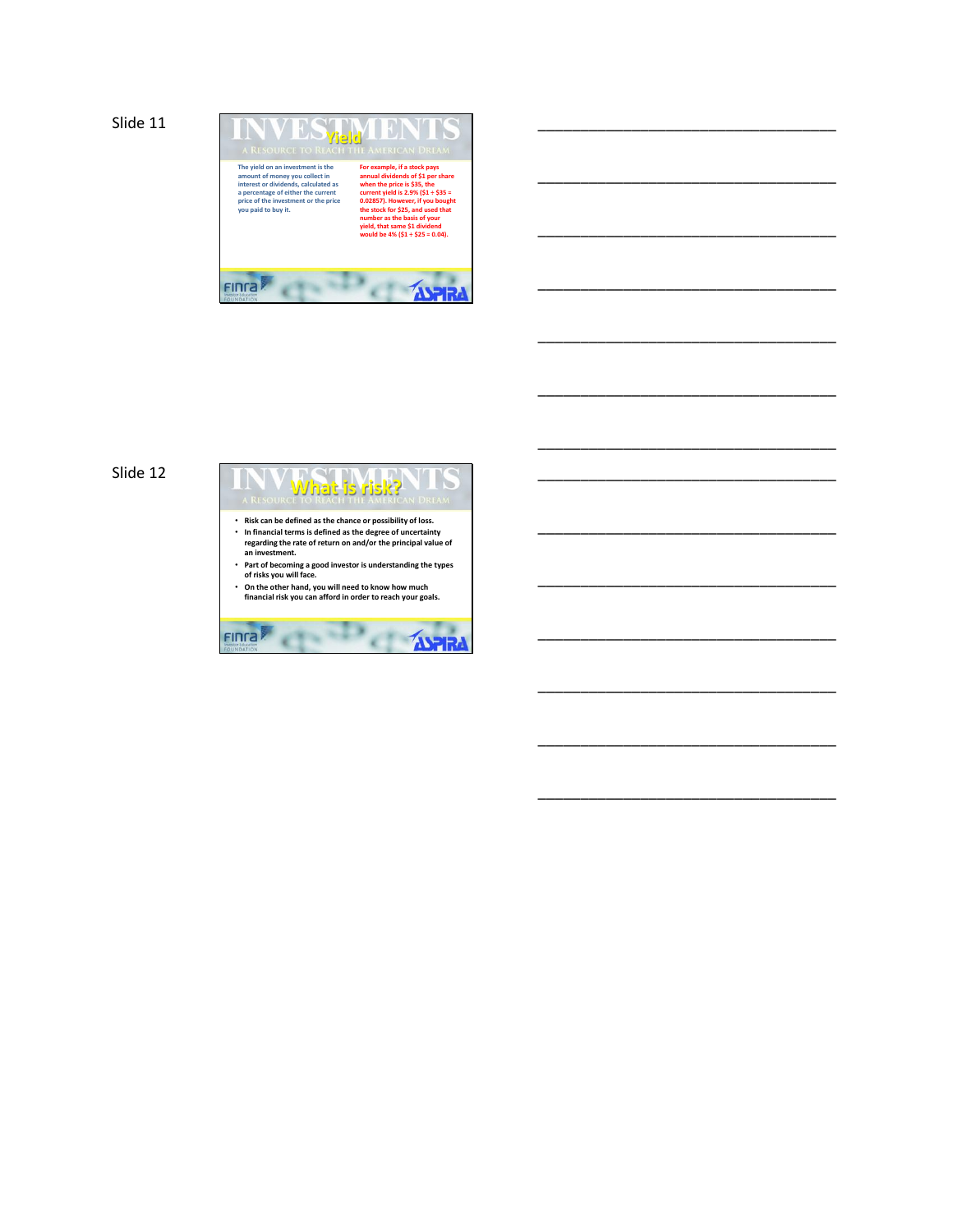Slide 11

## Yield

INVESTMENTS — A Resource to Reach the American Dream

The yield on an investment is the amount of money you collect in interest or dividends, calculated as a percentage of either the current price of the investment or the price you paid to buy it.

For example, if a stock pays annual dividends of $1 per share when the price is $35, the current yield is 2.9% ($1 ÷ $35 = 0.02857). However, if you bought the stock for $25, and used that number as the basis of your yield, that same $1 dividend would be 4% ($1 ÷ $25 = 0.04).

FINRA Investor Education Foundation — ASPIRA

Slide 12

## What is risk?

INVESTMENTS — A Resource to Reach the American Dream

- Risk can be defined as the chance or possibility of loss.
- In financial terms is defined as the degree of uncertainty regarding the rate of return on and/or the principal value of an investment.
- Part of becoming a good investor is understanding the types of risks you will face.
- On the other hand, you will need to know how much financial risk you can afford in order to reach your goals.

FINRA Investor Education Foundation — ASPIRA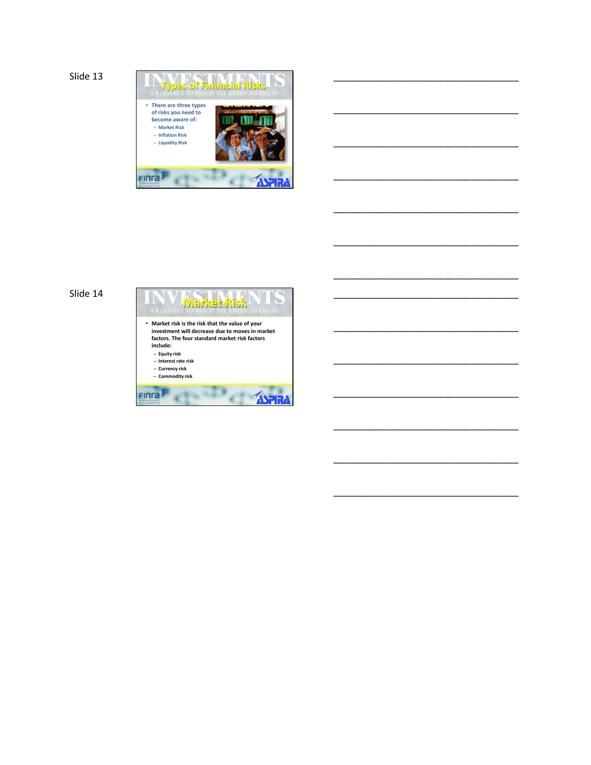Slide 13

# Types of Financial Risks

INVESTMENTS — A Resource to Reach the American Dream

- There are three types of risks you need to become aware of:
  - Market Risk
  - Inflation Risk
  - Liquidity Risk

FINRA Investor Education Foundation — ASPIRA

______________________________________

______________________________________

______________________________________

______________________________________

______________________________________

______________________________________

______________________________________

Slide 14

# Market Risk

INVESTMENTS — A Resource to Reach the American Dream

- Market risk is the risk that the value of your investment will decrease due to moves in market factors. The four standard market risk factors include:
  - Equity risk
  - Interest rate risk
  - Currency risk
  - Commodity risk

FINRA Investor Education Foundation — ASPIRA

______________________________________

______________________________________

______________________________________

______________________________________

______________________________________

______________________________________

______________________________________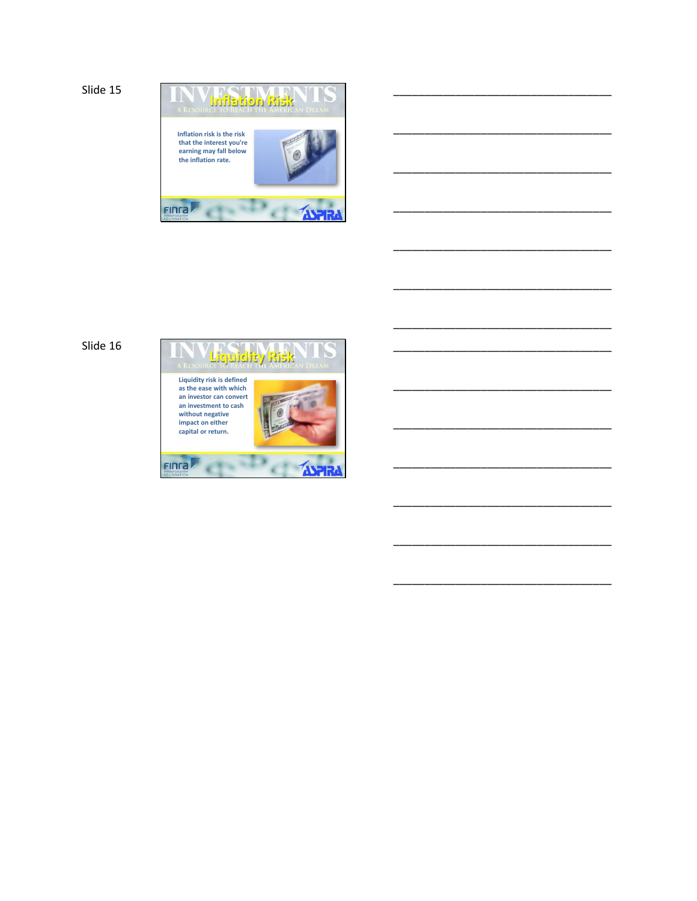Slide 15

## Inflation Risk

INVESTMENTS
A RESOURCE TO REACH THE AMERICAN DREAM

Inflation risk is the risk that the interest you're earning may fall below the inflation rate.

\_\_\_\_\_\_\_\_\_\_\_\_\_\_\_\_\_\_\_\_\_\_\_\_\_\_\_\_\_\_\_\_\_\_\_\_

\_\_\_\_\_\_\_\_\_\_\_\_\_\_\_\_\_\_\_\_\_\_\_\_\_\_\_\_\_\_\_\_\_\_\_\_

\_\_\_\_\_\_\_\_\_\_\_\_\_\_\_\_\_\_\_\_\_\_\_\_\_\_\_\_\_\_\_\_\_\_\_\_

\_\_\_\_\_\_\_\_\_\_\_\_\_\_\_\_\_\_\_\_\_\_\_\_\_\_\_\_\_\_\_\_\_\_\_\_

\_\_\_\_\_\_\_\_\_\_\_\_\_\_\_\_\_\_\_\_\_\_\_\_\_\_\_\_\_\_\_\_\_\_\_\_

\_\_\_\_\_\_\_\_\_\_\_\_\_\_\_\_\_\_\_\_\_\_\_\_\_\_\_\_\_\_\_\_\_\_\_\_

\_\_\_\_\_\_\_\_\_\_\_\_\_\_\_\_\_\_\_\_\_\_\_\_\_\_\_\_\_\_\_\_\_\_\_\_

Slide 16

## Liquidity Risk

INVESTMENTS
A RESOURCE TO REACH THE AMERICAN DREAM

Liquidity risk is defined as the ease with which an investor can convert an investment to cash without negative impact on either capital or return.

\_\_\_\_\_\_\_\_\_\_\_\_\_\_\_\_\_\_\_\_\_\_\_\_\_\_\_\_\_\_\_\_\_\_\_\_

\_\_\_\_\_\_\_\_\_\_\_\_\_\_\_\_\_\_\_\_\_\_\_\_\_\_\_\_\_\_\_\_\_\_\_\_

\_\_\_\_\_\_\_\_\_\_\_\_\_\_\_\_\_\_\_\_\_\_\_\_\_\_\_\_\_\_\_\_\_\_\_\_

\_\_\_\_\_\_\_\_\_\_\_\_\_\_\_\_\_\_\_\_\_\_\_\_\_\_\_\_\_\_\_\_\_\_\_\_

\_\_\_\_\_\_\_\_\_\_\_\_\_\_\_\_\_\_\_\_\_\_\_\_\_\_\_\_\_\_\_\_\_\_\_\_

\_\_\_\_\_\_\_\_\_\_\_\_\_\_\_\_\_\_\_\_\_\_\_\_\_\_\_\_\_\_\_\_\_\_\_\_

\_\_\_\_\_\_\_\_\_\_\_\_\_\_\_\_\_\_\_\_\_\_\_\_\_\_\_\_\_\_\_\_\_\_\_\_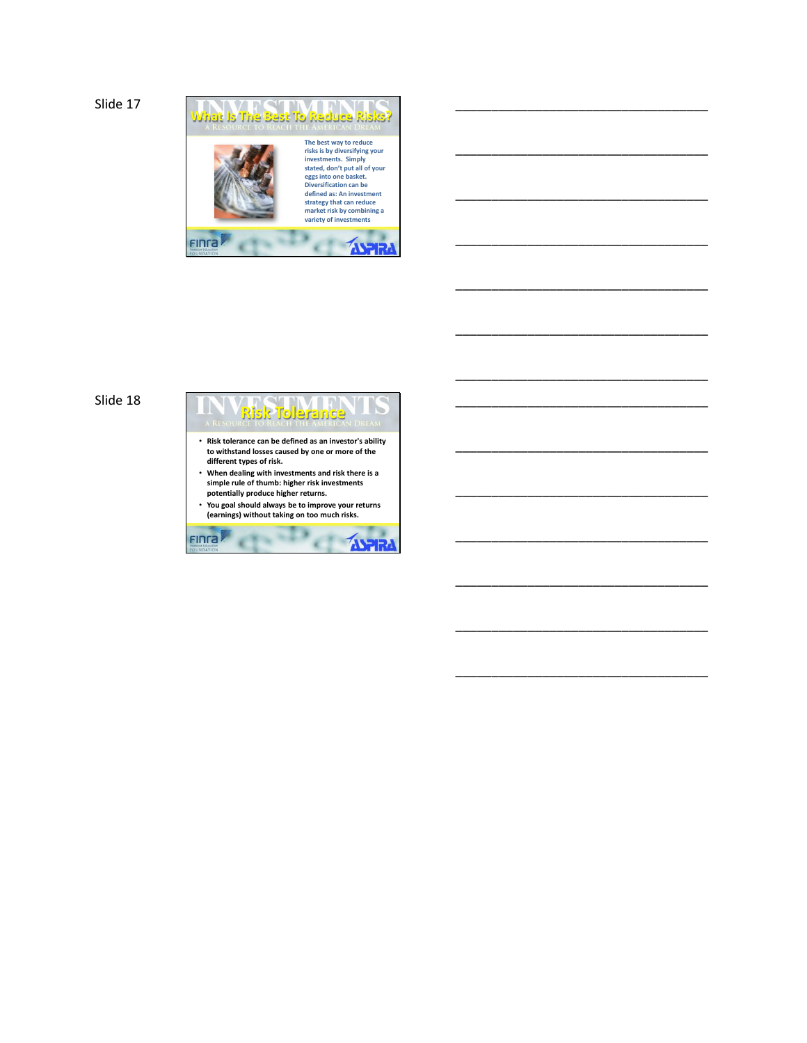Slide 17

## What Is The Best To Reduce Risks?

INVESTMENTS — A RESOURCE TO REACH THE AMERICAN DREAM

The best way to reduce risks is by diversifying your investments. Simply stated, don't put all of your eggs into one basket. Diversification can be defined as: An investment strategy that can reduce market risk by combining a variety of investments

FINRA Investor Education Foundation — ASPIRA

______________________________________

______________________________________

______________________________________

______________________________________

______________________________________

______________________________________

______________________________________

Slide 18

## Risk Tolerance

INVESTMENTS — A RESOURCE TO REACH THE AMERICAN DREAM

- Risk tolerance can be defined as an investor's ability to withstand losses caused by one or more of the different types of risk.
- When dealing with investments and risk there is a simple rule of thumb: higher risk investments potentially produce higher returns.
- You goal should always be to improve your returns (earnings) without taking on too much risks.

FINRA Investor Education Foundation — ASPIRA

______________________________________

______________________________________

______________________________________

______________________________________

______________________________________

______________________________________

______________________________________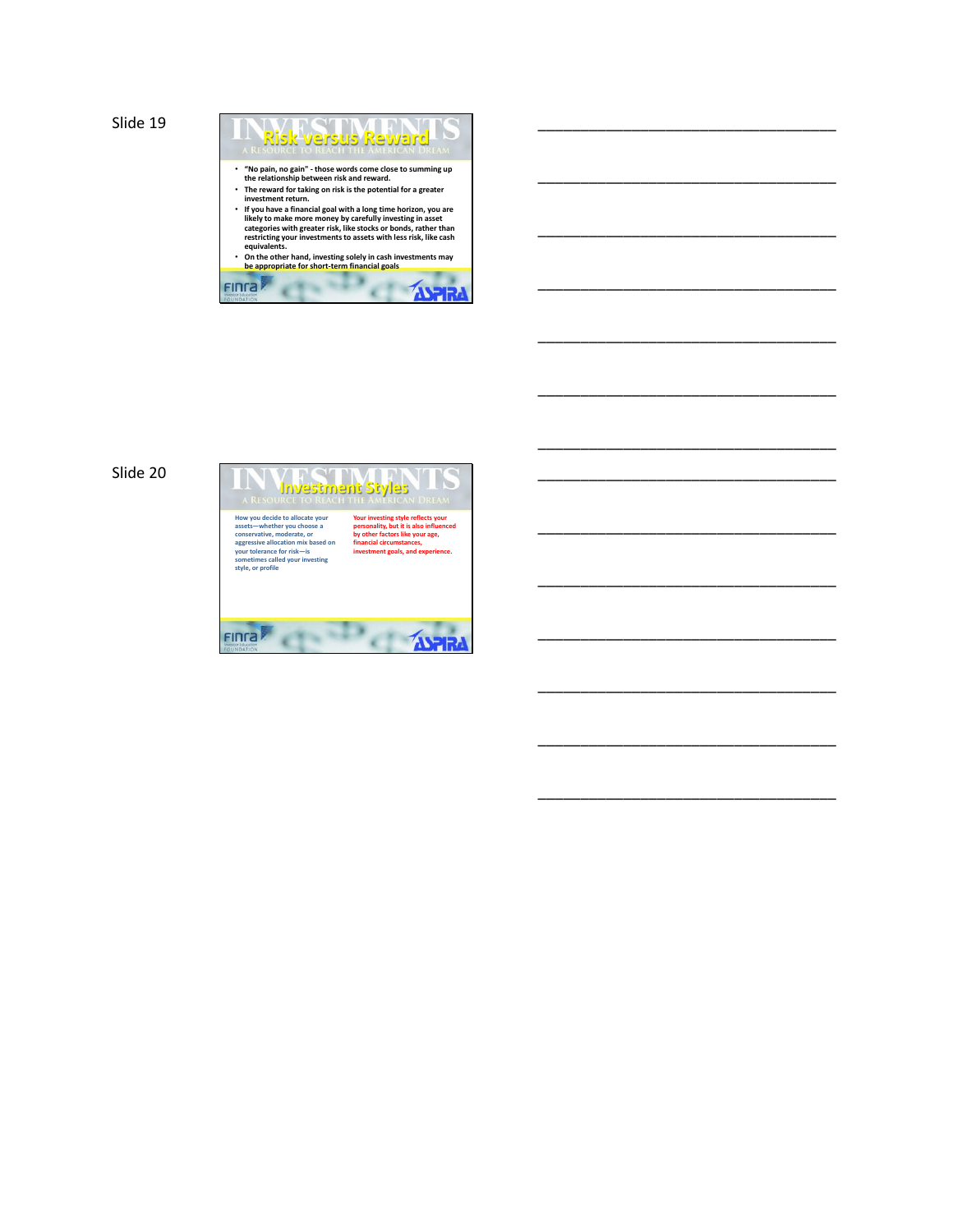Slide 19

# Risk versus Reward

INVESTMENTS — A RESOURCE TO REACH THE AMERICAN DREAM

- "No pain, no gain" - those words come close to summing up the relationship between risk and reward.
- The reward for taking on risk is the potential for a greater investment return.
- If you have a financial goal with a long time horizon, you are likely to make more money by carefully investing in asset categories with greater risk, like stocks or bonds, rather than restricting your investments to assets with less risk, like cash equivalents.
- On the other hand, investing solely in cash investments may be appropriate for short-term financial goals

FINRA Investor Education Foundation — ASPIRA

______________________________________

______________________________________

______________________________________

______________________________________

______________________________________

______________________________________

______________________________________

Slide 20

# Investment Styles

INVESTMENTS — A RESOURCE TO REACH THE AMERICAN DREAM

How you decide to allocate your assets—whether you choose a conservative, moderate, or aggressive allocation mix based on your tolerance for risk—is sometimes called your investing style, or profile

Your investing style reflects your personality, but it is also influenced by other factors like your age, financial circumstances, investment goals, and experience.

FINRA Investor Education Foundation — ASPIRA

______________________________________

______________________________________

______________________________________

______________________________________

______________________________________

______________________________________

______________________________________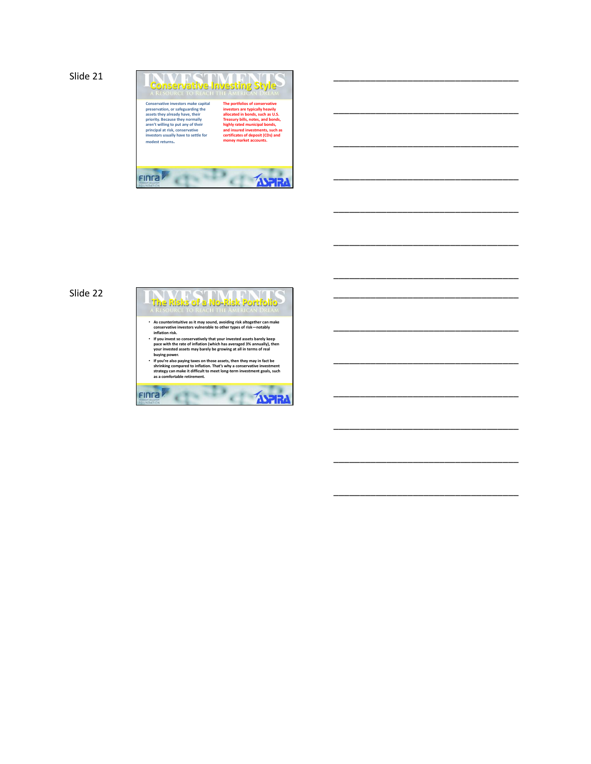Slide 21

# Conservative Investing Style

INVESTMENTS — A RESOURCE TO REACH THE AMERICAN DREAM

Conservative investors make capital preservation, or safeguarding the assets they already have, their priority. Because they normally aren't willing to put any of their principal at risk, conservative investors usually have to settle for modest returns.

The portfolios of conservative investors are typically heavily allocated in bonds, such as U.S. Treasury bills, notes, and bonds, highly rated municipal bonds, and insured investments, such as certificates of deposit (CDs) and money market accounts.

FINRA Investor Education Foundation — ASPIRA

___________________________________

___________________________________

___________________________________

___________________________________

___________________________________

___________________________________

___________________________________

Slide 22

# The Risks of a No-Risk Portfolio

INVESTMENTS — A RESOURCE TO REACH THE AMERICAN DREAM

- As counterintuitive as it may sound, avoiding risk altogether can make conservative investors vulnerable to other types of risk—notably inflation risk.
- If you invest so conservatively that your invested assets barely keep pace with the rate of inflation (which has averaged 3% annually), then your invested assets may barely be growing at all in terms of real buying power.
- If you're also paying taxes on those assets, then they may in fact be shrinking compared to inflation. That's why a conservative investment strategy can make it difficult to meet long-term investment goals, such as a comfortable retirement.

FINRA Investor Education Foundation — ASPIRA

___________________________________

___________________________________

___________________________________

___________________________________

___________________________________

___________________________________

___________________________________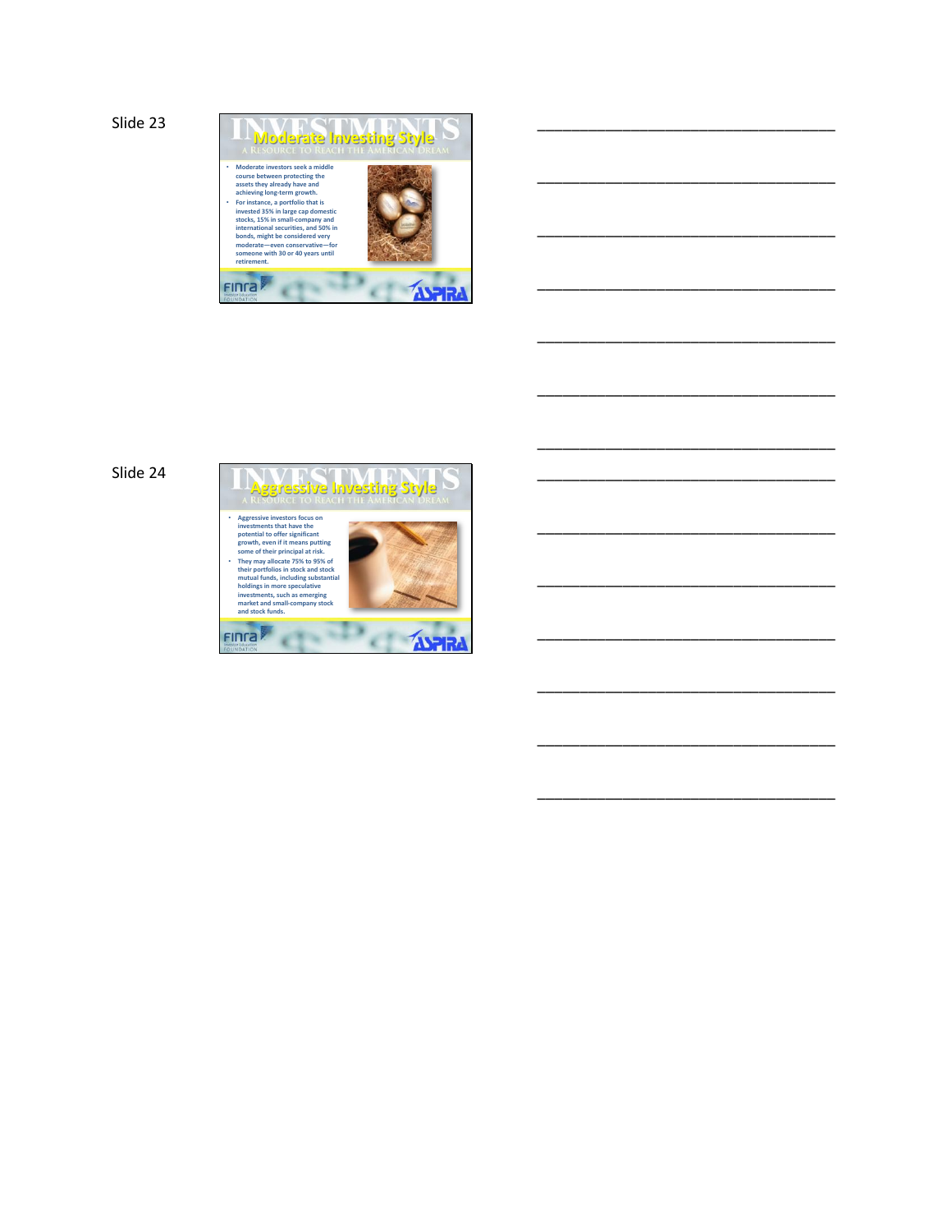Slide 23

# Moderate Investing Style

INVESTMENTS — A RESOURCE TO REACH THE AMERICAN DREAM

- Moderate investors seek a middle course between protecting the assets they already have and achieving long-term growth.
- For instance, a portfolio that is invested 35% in large cap domestic stocks, 15% in small-company and international securities, and 50% in bonds, might be considered very moderate—even conservative—for someone with 30 or 40 years until retirement.

FINRA Investor Education Foundation — ASPIRA

______________________________________

______________________________________

______________________________________

______________________________________

______________________________________

______________________________________

______________________________________

Slide 24

# Aggressive Investing Style

INVESTMENTS — A RESOURCE TO REACH THE AMERICAN DREAM

- Aggressive investors focus on investments that have the potential to offer significant growth, even if it means putting some of their principal at risk.
- They may allocate 75% to 95% of their portfolios in stock and stock mutual funds, including substantial holdings in more speculative investments, such as emerging market and small-company stock and stock funds.

FINRA Investor Education Foundation — ASPIRA

______________________________________

______________________________________

______________________________________

______________________________________

______________________________________

______________________________________

______________________________________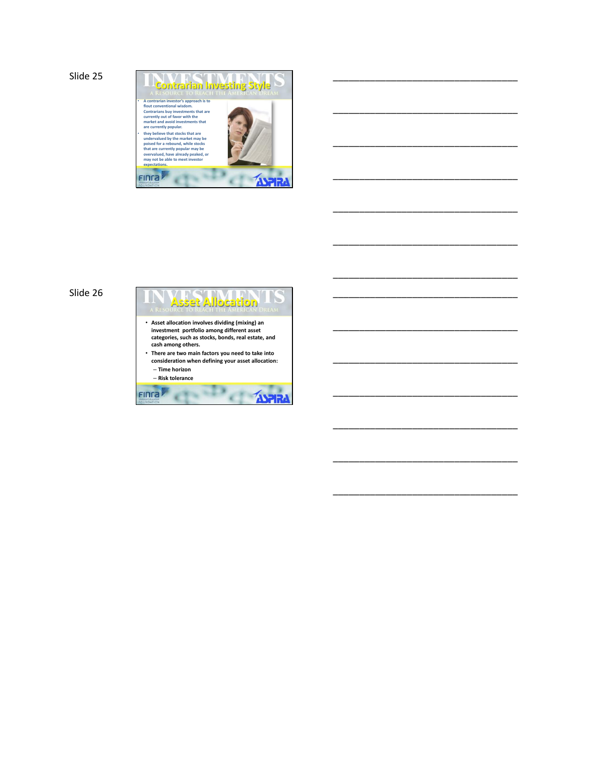Slide 25

## Contrarian Investing Style

- A contrarian investor's approach is to flout conventional wisdom. Contrarians buy investments that are currently out of favor with the market and avoid investments that are currently popular.
- they believe that stocks that are undervalued by the market may be poised for a rebound, while stocks that are currently popular may be overvalued, have already peaked, or may not be able to meet investor expectations.

Slide 26

## Asset Allocation

- Asset allocation involves dividing (mixing) an investment portfolio among different asset categories, such as stocks, bonds, real estate, and cash among others.
- There are two main factors you need to take into consideration when defining your asset allocation:
  - Time horizon
  - Risk tolerance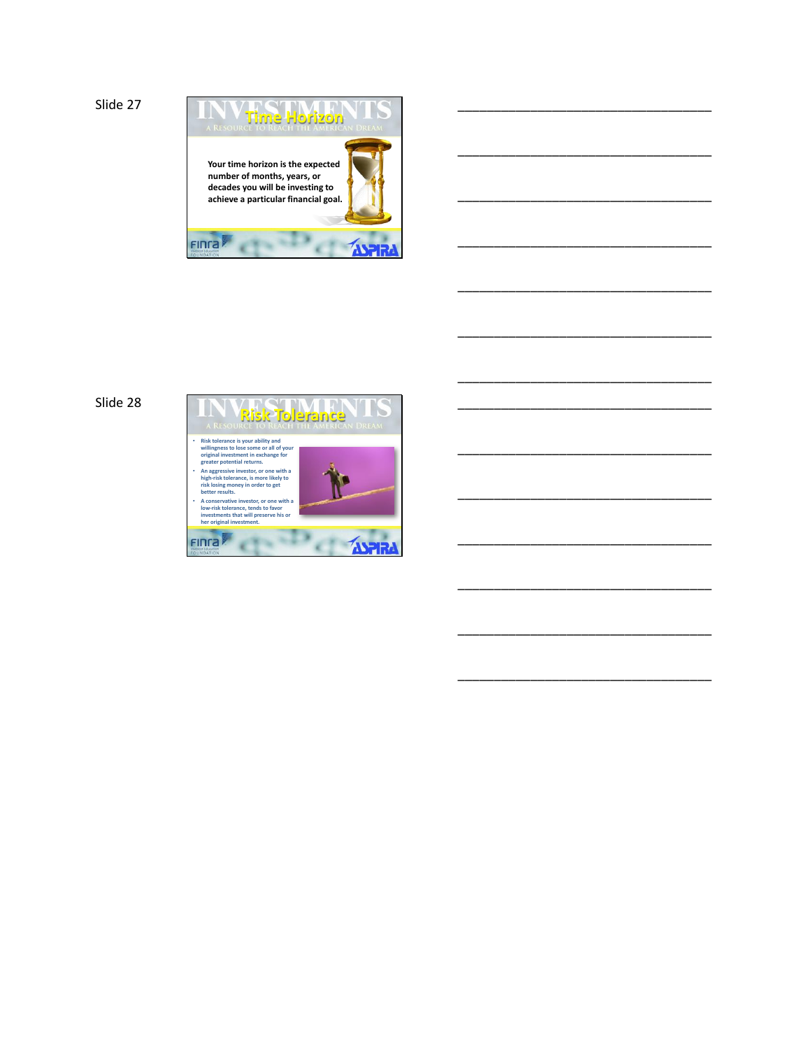Slide 27

## Time Horizon

INVESTMENTS — A Resource to Reach the American Dream

Your time horizon is the expected number of months, years, or decades you will be investing to achieve a particular financial goal.

______________________________________

______________________________________

______________________________________

______________________________________

______________________________________

______________________________________

______________________________________

Slide 28

## Risk Tolerance

INVESTMENTS — A Resource to Reach the American Dream

- Risk tolerance is your ability and willingness to lose some or all of your original investment in exchange for greater potential returns.
- An aggressive investor, or one with a high-risk tolerance, is more likely to risk losing money in order to get better results.
- A conservative investor, or one with a low-risk tolerance, tends to favor investments that will preserve his or her original investment.

______________________________________

______________________________________

______________________________________

______________________________________

______________________________________

______________________________________

______________________________________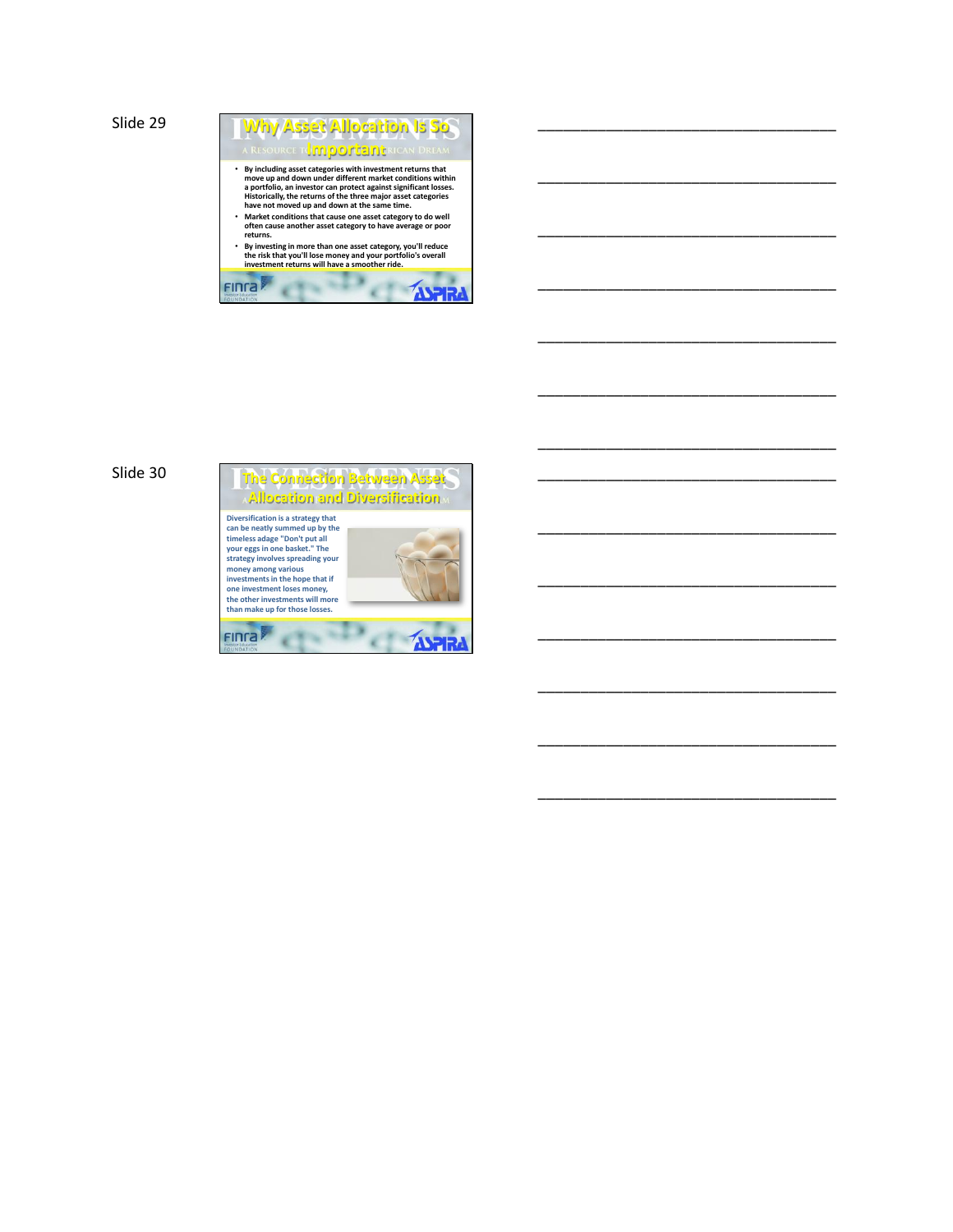Slide 29

## Why Asset Allocation Is So Important

- By including asset categories with investment returns that move up and down under different market conditions within a portfolio, an investor can protect against significant losses. Historically, the returns of the three major asset categories have not moved up and down at the same time.
- Market conditions that cause one asset category to do well often cause another asset category to have average or poor returns.
- By investing in more than one asset category, you'll reduce the risk that you'll lose money and your portfolio's overall investment returns will have a smoother ride.

Slide 30

## The Connection Between Asset Allocation and Diversification

Diversification is a strategy that can be neatly summed up by the timeless adage "Don't put all your eggs in one basket." The strategy involves spreading your money among various investments in the hope that if one investment loses money, the other investments will more than make up for those losses.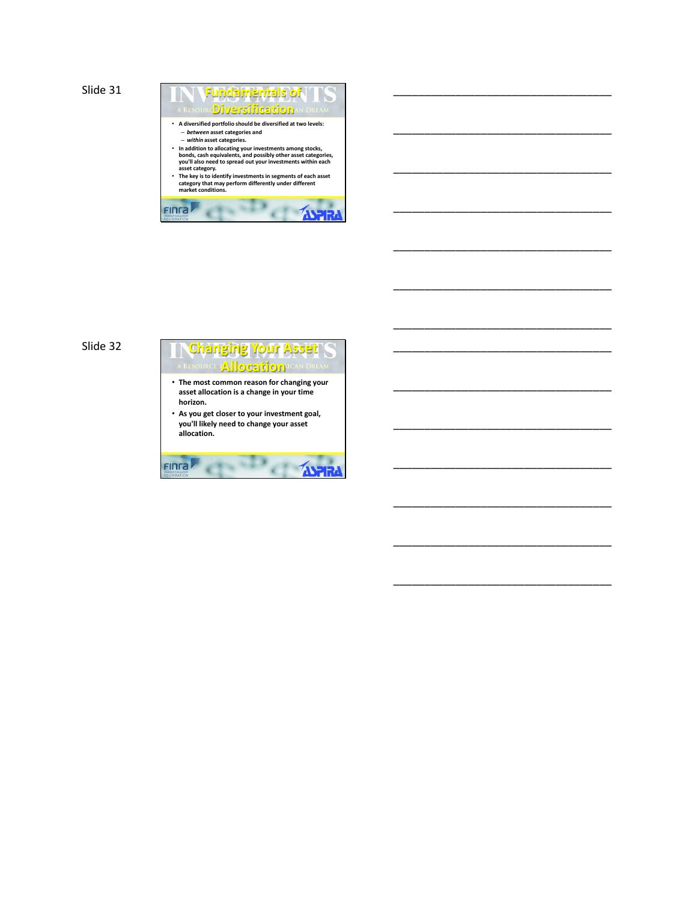Slide 31

## Fundamentals of Diversification

- A diversified portfolio should be diversified at two levels:
  - *between* asset categories and
  - *within* asset categories.
- In addition to allocating your investments among stocks, bonds, cash equivalents, and possibly other asset categories, you'll also need to spread out your investments within each asset category.
- The key is to identify investments in segments of each asset category that may perform differently under different market conditions.

___________________________________

___________________________________

___________________________________

___________________________________

___________________________________

___________________________________

___________________________________

Slide 32

## Changing Your Asset Allocation

- The most common reason for changing your asset allocation is a change in your time horizon.
- As you get closer to your investment goal, you'll likely need to change your asset allocation.

___________________________________

___________________________________

___________________________________

___________________________________

___________________________________

___________________________________

___________________________________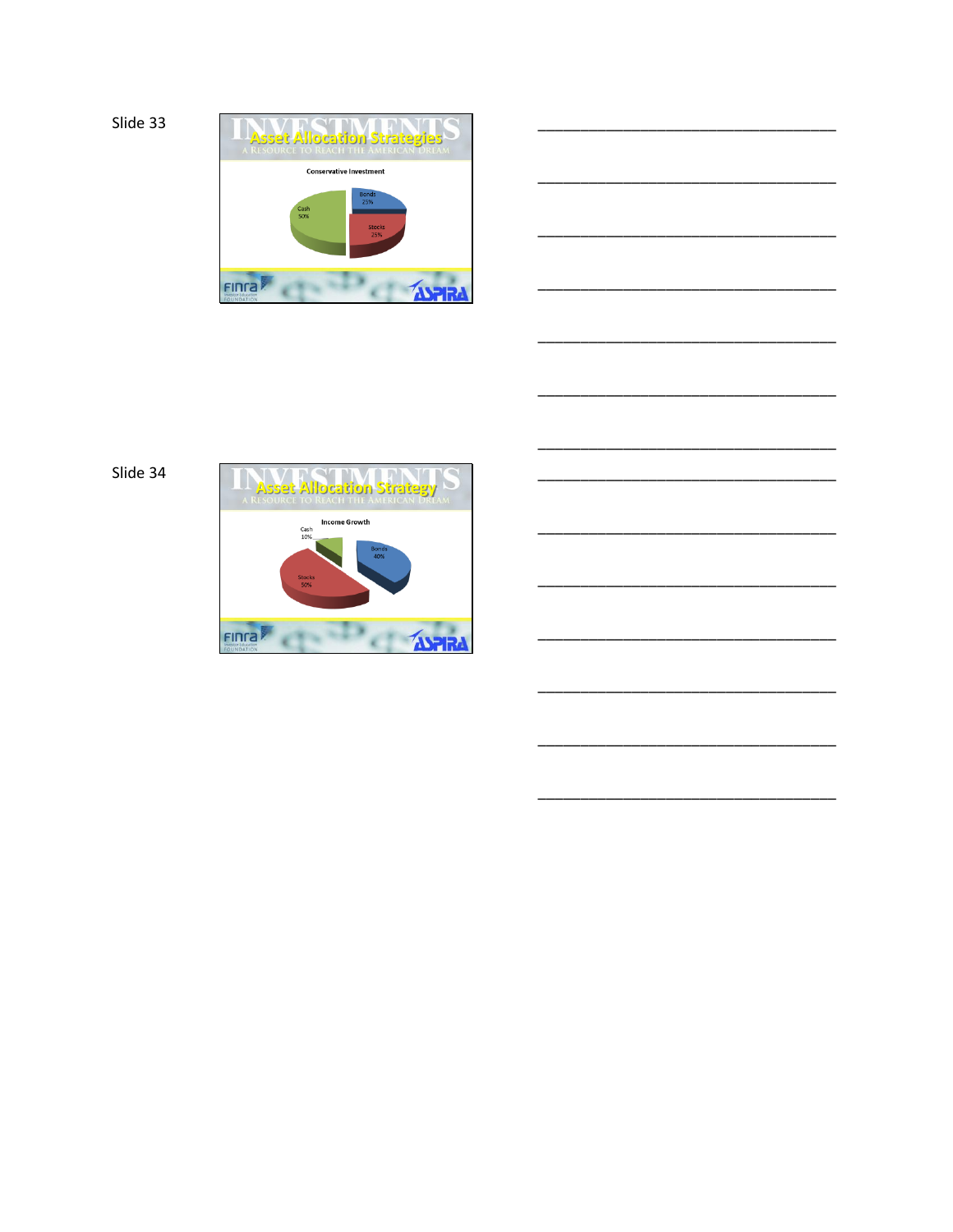Slide 33

INVESTMENTS

Asset Allocation Strategies

A Resource to Reach the American Dream

Conservative Investment

Cash 50%

Bonds 25%

Stocks 25%

FINRA Investor Education Foundation

ASPIRA

___________________________________

___________________________________

___________________________________

___________________________________

___________________________________

___________________________________

___________________________________

Slide 34

INVESTMENTS

Asset Allocation Strategy

A Resource to Reach the American Dream

Income Growth

Cash 10%

Bonds 40%

Stocks 50%

FINRA Investor Education Foundation

ASPIRA

___________________________________

___________________________________

___________________________________

___________________________________

___________________________________

___________________________________

___________________________________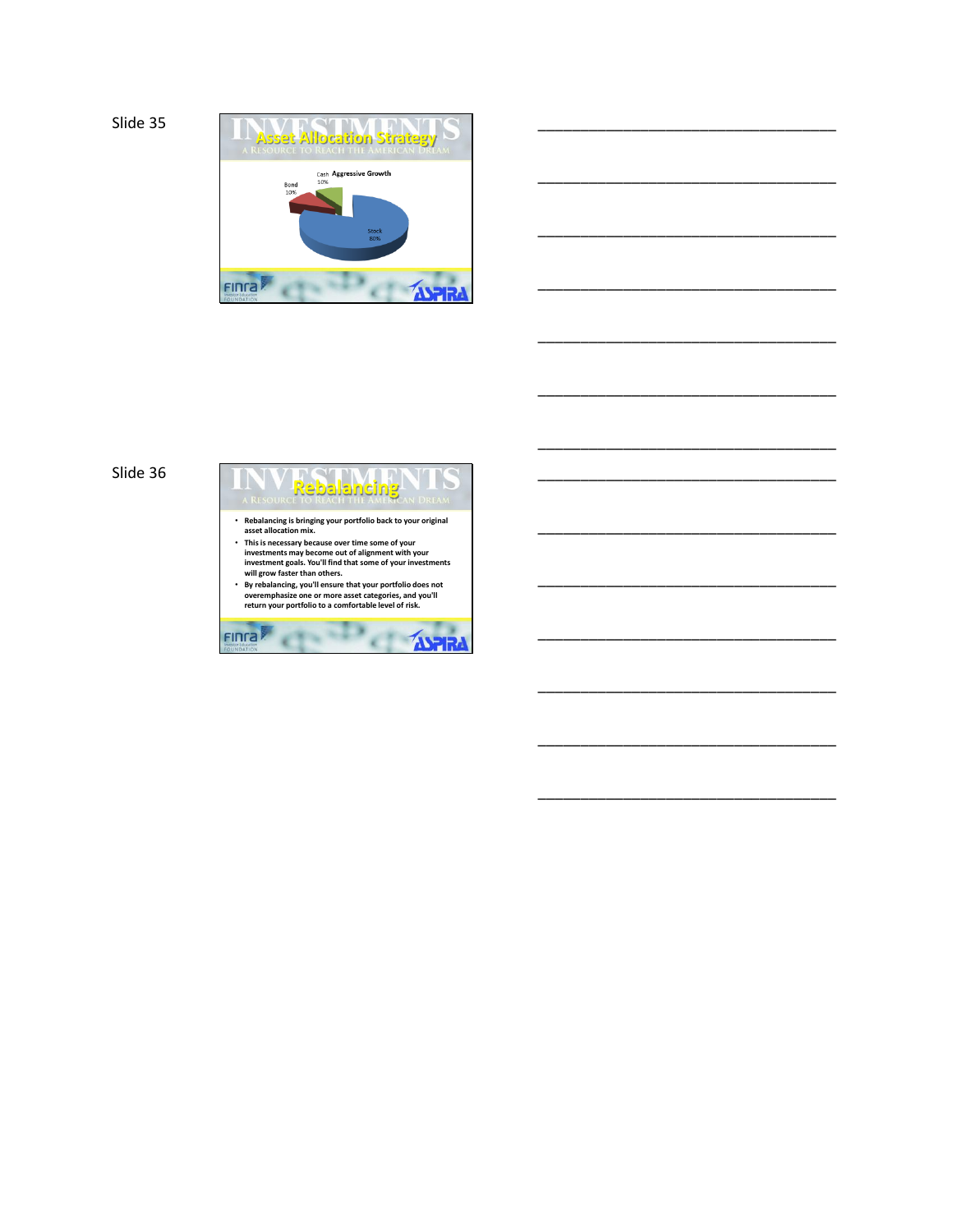Slide 35

## Asset Allocation Strategy

INVESTMENTS
A Resource to Reach the American Dream

Aggressive Growth

- Cash 10%
- Bond 10%
- Stock 80%

FINRA Investor Education Foundation — ASPIRA

________________________________

________________________________

________________________________

________________________________

________________________________

________________________________

________________________________

Slide 36

## Rebalancing

INVESTMENTS
A Resource to Reach the American Dream

- Rebalancing is bringing your portfolio back to your original asset allocation mix.
- This is necessary because over time some of your investments may become out of alignment with your investment goals. You'll find that some of your investments will grow faster than others.
- By rebalancing, you'll ensure that your portfolio does not overemphasize one or more asset categories, and you'll return your portfolio to a comfortable level of risk.

FINRA Investor Education Foundation — ASPIRA

________________________________

________________________________

________________________________

________________________________

________________________________

________________________________

________________________________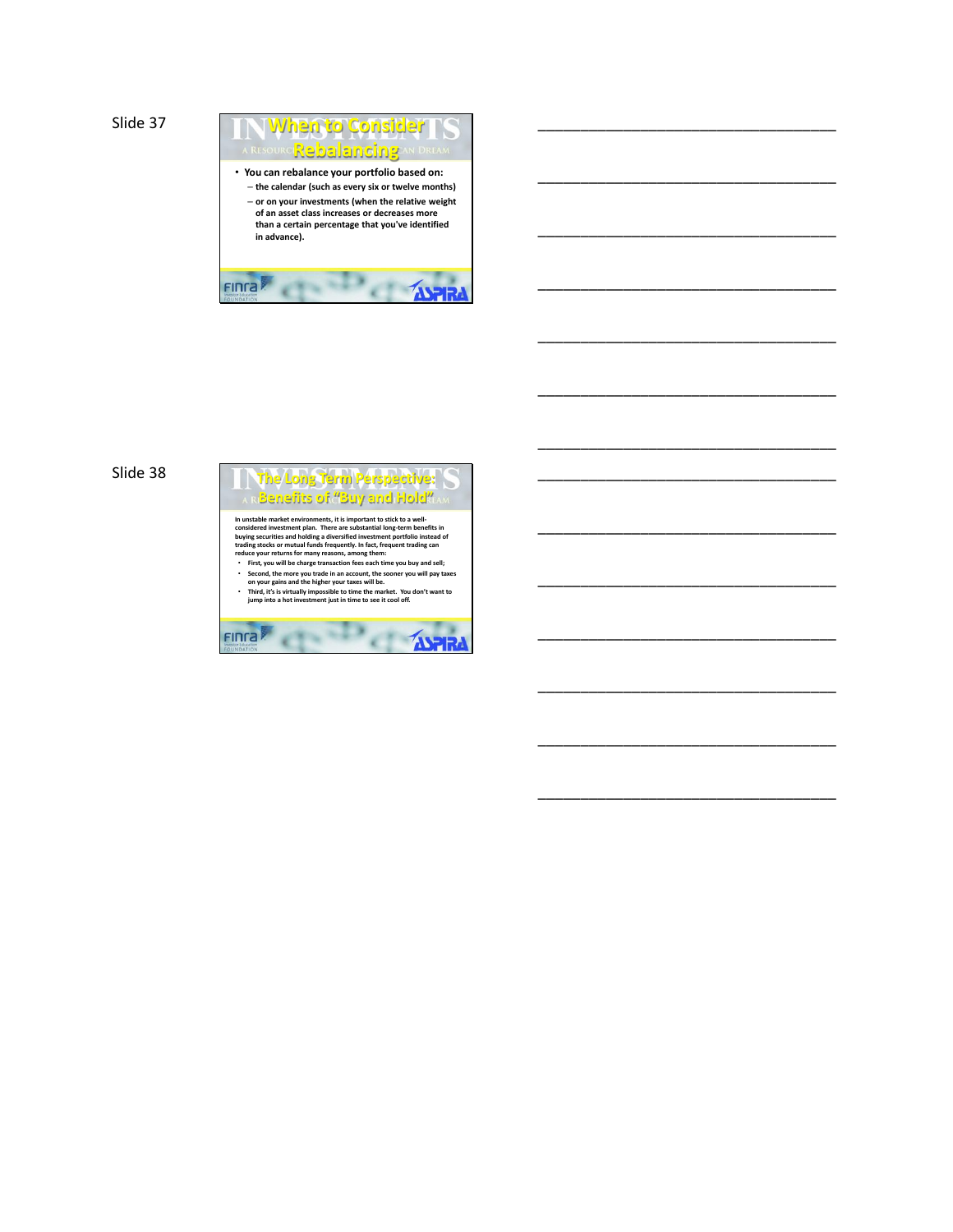Slide 37

## When to Consider Rebalancing

- You can rebalance your portfolio based on:
  - the calendar (such as every six or twelve months)
  - or on your investments (when the relative weight of an asset class increases or decreases more than a certain percentage that you've identified in advance).

\_\_\_\_\_\_\_\_\_\_\_\_\_\_\_\_\_\_\_\_\_\_\_\_\_\_\_\_\_\_\_\_\_\_\_\_\_\_\_\_

\_\_\_\_\_\_\_\_\_\_\_\_\_\_\_\_\_\_\_\_\_\_\_\_\_\_\_\_\_\_\_\_\_\_\_\_\_\_\_\_

\_\_\_\_\_\_\_\_\_\_\_\_\_\_\_\_\_\_\_\_\_\_\_\_\_\_\_\_\_\_\_\_\_\_\_\_\_\_\_\_

\_\_\_\_\_\_\_\_\_\_\_\_\_\_\_\_\_\_\_\_\_\_\_\_\_\_\_\_\_\_\_\_\_\_\_\_\_\_\_\_

\_\_\_\_\_\_\_\_\_\_\_\_\_\_\_\_\_\_\_\_\_\_\_\_\_\_\_\_\_\_\_\_\_\_\_\_\_\_\_\_

\_\_\_\_\_\_\_\_\_\_\_\_\_\_\_\_\_\_\_\_\_\_\_\_\_\_\_\_\_\_\_\_\_\_\_\_\_\_\_\_

\_\_\_\_\_\_\_\_\_\_\_\_\_\_\_\_\_\_\_\_\_\_\_\_\_\_\_\_\_\_\_\_\_\_\_\_\_\_\_\_

Slide 38

## The Long Term Perspective: Benefits of "Buy and Hold"

In unstable market environments, it is important to stick to a well-considered investment plan. There are substantial long-term benefits in buying securities and holding a diversified investment portfolio instead of trading stocks or mutual funds frequently. In fact, frequent trading can reduce your returns for many reasons, among them:

- First, you will be charge transaction fees each time you buy and sell;
- Second, the more you trade in an account, the sooner you will pay taxes on your gains and the higher your taxes will be.
- Third, it's is virtually impossible to time the market. You don't want to jump into a hot investment just in time to see it cool off.

\_\_\_\_\_\_\_\_\_\_\_\_\_\_\_\_\_\_\_\_\_\_\_\_\_\_\_\_\_\_\_\_\_\_\_\_\_\_\_\_

\_\_\_\_\_\_\_\_\_\_\_\_\_\_\_\_\_\_\_\_\_\_\_\_\_\_\_\_\_\_\_\_\_\_\_\_\_\_\_\_

\_\_\_\_\_\_\_\_\_\_\_\_\_\_\_\_\_\_\_\_\_\_\_\_\_\_\_\_\_\_\_\_\_\_\_\_\_\_\_\_

\_\_\_\_\_\_\_\_\_\_\_\_\_\_\_\_\_\_\_\_\_\_\_\_\_\_\_\_\_\_\_\_\_\_\_\_\_\_\_\_

\_\_\_\_\_\_\_\_\_\_\_\_\_\_\_\_\_\_\_\_\_\_\_\_\_\_\_\_\_\_\_\_\_\_\_\_\_\_\_\_

\_\_\_\_\_\_\_\_\_\_\_\_\_\_\_\_\_\_\_\_\_\_\_\_\_\_\_\_\_\_\_\_\_\_\_\_\_\_\_\_

\_\_\_\_\_\_\_\_\_\_\_\_\_\_\_\_\_\_\_\_\_\_\_\_\_\_\_\_\_\_\_\_\_\_\_\_\_\_\_\_